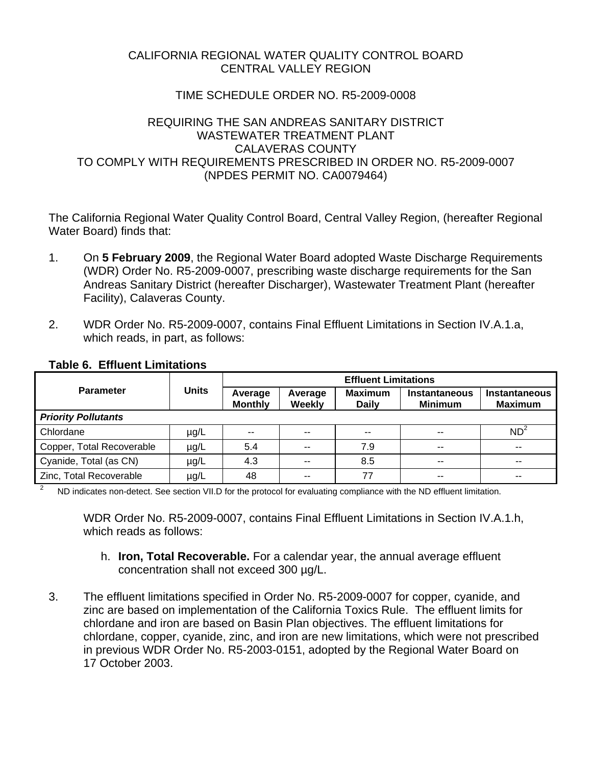CALIFORNIA REGIONAL WATER QUALITY CONTROL BOARD
CENTRAL VALLEY REGION

TIME SCHEDULE ORDER NO. R5-2009-0008

REQUIRING THE SAN ANDREAS SANITARY DISTRICT
WASTEWATER TREATMENT PLANT
CALAVERAS COUNTY
TO COMPLY WITH REQUIREMENTS PRESCRIBED IN ORDER NO. R5-2009-0007
(NPDES PERMIT NO. CA0079464)

The California Regional Water Quality Control Board, Central Valley Region, (hereafter Regional Water Board) finds that:

1. On **5 February 2009**, the Regional Water Board adopted Waste Discharge Requirements (WDR) Order No. R5-2009-0007, prescribing waste discharge requirements for the San Andreas Sanitary District (hereafter Discharger), Wastewater Treatment Plant (hereafter Facility), Calaveras County.

2. WDR Order No. R5-2009-0007, contains Final Effluent Limitations in Section IV.A.1.a, which reads, in part, as follows:

**Table 6. Effluent Limitations**

| Parameter | Units | Effluent Limitations | | | | |
|---|---|---|---|---|---|---|
| | | **Average Monthly** | **Average Weekly** | **Maximum Daily** | **Instantaneous Minimum** | **Instantaneous Maximum** |
| ***Priority Pollutants*** | | | | | | |
| Chlordane | µg/L | -- | -- | -- | -- | ND[2] |
| Copper, Total Recoverable | µg/L | 5.4 | -- | 7.9 | -- | -- |
| Cyanide, Total (as CN) | µg/L | 4.3 | -- | 8.5 | -- | -- |
| Zinc, Total Recoverable | µg/L | 48 | -- | 77 | -- | -- |

[2] ND indicates non-detect. See section VII.D for the protocol for evaluating compliance with the ND effluent limitation.

WDR Order No. R5-2009-0007, contains Final Effluent Limitations in Section IV.A.1.h, which reads as follows:

h. **Iron, Total Recoverable.** For a calendar year, the annual average effluent concentration shall not exceed 300 µg/L.

3. The effluent limitations specified in Order No. R5-2009-0007 for copper, cyanide, and zinc are based on implementation of the California Toxics Rule. The effluent limits for chlordane and iron are based on Basin Plan objectives. The effluent limitations for chlordane, copper, cyanide, zinc, and iron are new limitations, which were not prescribed in previous WDR Order No. R5-2003-0151, adopted by the Regional Water Board on 17 October 2003.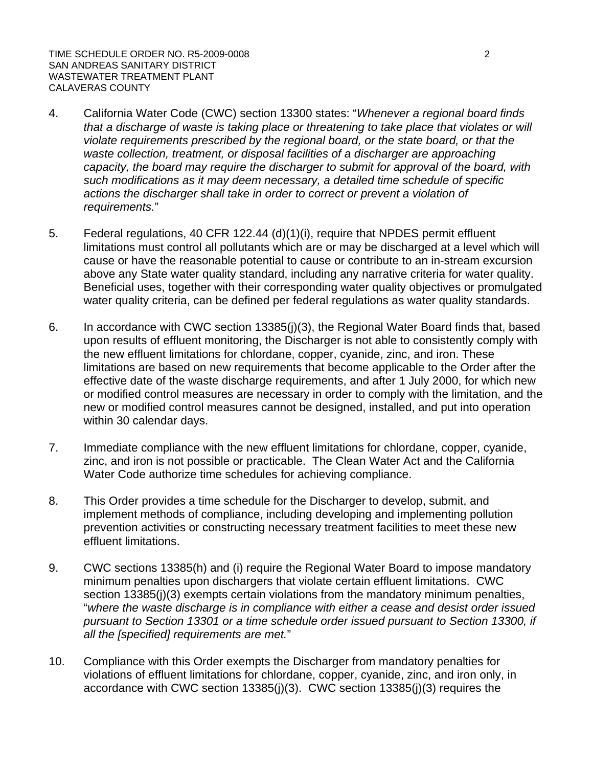4. California Water Code (CWC) section 13300 states: "*Whenever a regional board finds that a discharge of waste is taking place or threatening to take place that violates or will violate requirements prescribed by the regional board, or the state board, or that the waste collection, treatment, or disposal facilities of a discharger are approaching capacity, the board may require the discharger to submit for approval of the board, with such modifications as it may deem necessary, a detailed time schedule of specific actions the discharger shall take in order to correct or prevent a violation of requirements.*"

5. Federal regulations, 40 CFR 122.44 (d)(1)(i), require that NPDES permit effluent limitations must control all pollutants which are or may be discharged at a level which will cause or have the reasonable potential to cause or contribute to an in-stream excursion above any State water quality standard, including any narrative criteria for water quality. Beneficial uses, together with their corresponding water quality objectives or promulgated water quality criteria, can be defined per federal regulations as water quality standards.

6. In accordance with CWC section 13385(j)(3), the Regional Water Board finds that, based upon results of effluent monitoring, the Discharger is not able to consistently comply with the new effluent limitations for chlordane, copper, cyanide, zinc, and iron. These limitations are based on new requirements that become applicable to the Order after the effective date of the waste discharge requirements, and after 1 July 2000, for which new or modified control measures are necessary in order to comply with the limitation, and the new or modified control measures cannot be designed, installed, and put into operation within 30 calendar days.

7. Immediate compliance with the new effluent limitations for chlordane, copper, cyanide, zinc, and iron is not possible or practicable. The Clean Water Act and the California Water Code authorize time schedules for achieving compliance.

8. This Order provides a time schedule for the Discharger to develop, submit, and implement methods of compliance, including developing and implementing pollution prevention activities or constructing necessary treatment facilities to meet these new effluent limitations.

9. CWC sections 13385(h) and (i) require the Regional Water Board to impose mandatory minimum penalties upon dischargers that violate certain effluent limitations. CWC section 13385(j)(3) exempts certain violations from the mandatory minimum penalties, "*where the waste discharge is in compliance with either a cease and desist order issued pursuant to Section 13301 or a time schedule order issued pursuant to Section 13300, if all the [specified] requirements are met.*"

10. Compliance with this Order exempts the Discharger from mandatory penalties for violations of effluent limitations for chlordane, copper, cyanide, zinc, and iron only, in accordance with CWC section 13385(j)(3). CWC section 13385(j)(3) requires the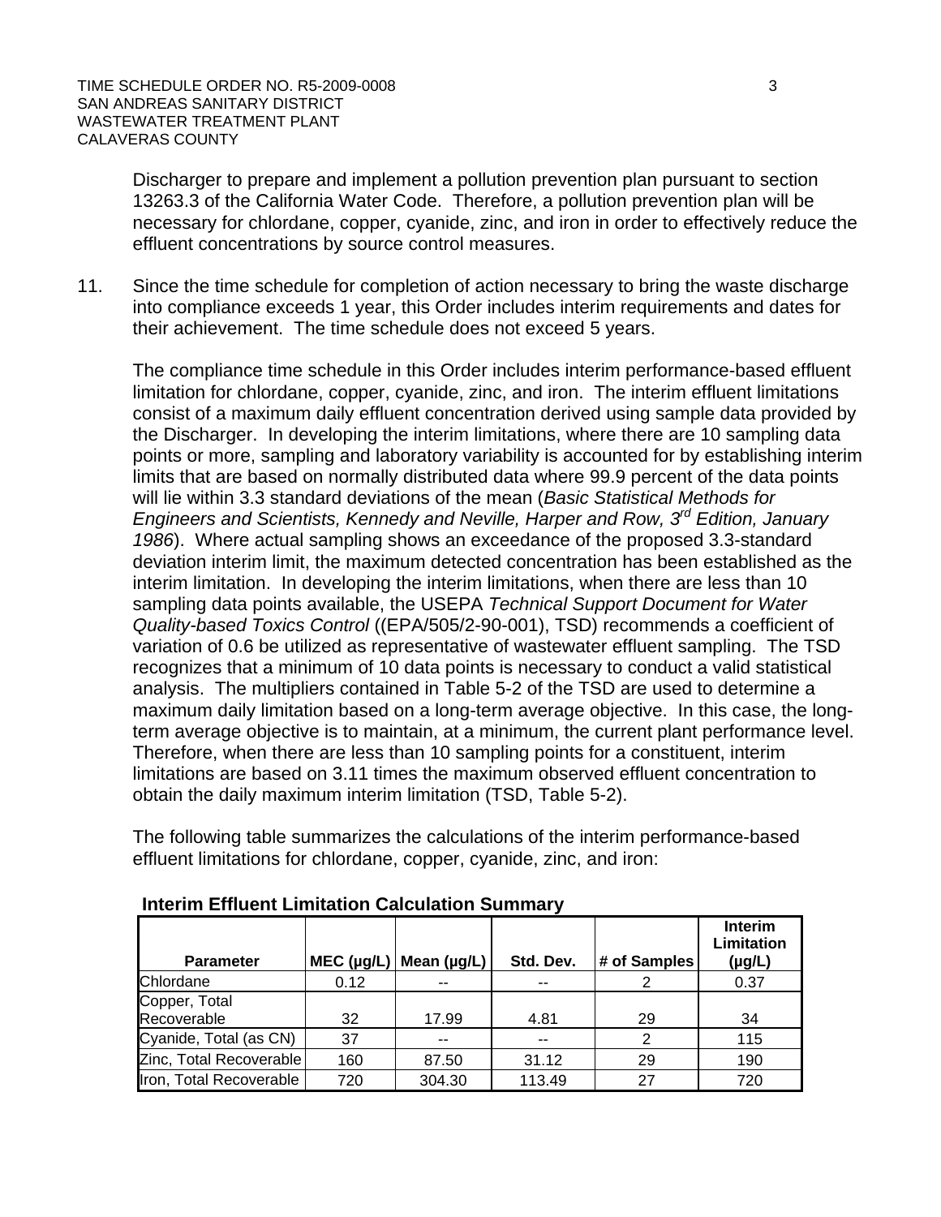Discharger to prepare and implement a pollution prevention plan pursuant to section 13263.3 of the California Water Code. Therefore, a pollution prevention plan will be necessary for chlordane, copper, cyanide, zinc, and iron in order to effectively reduce the effluent concentrations by source control measures.

11. Since the time schedule for completion of action necessary to bring the waste discharge into compliance exceeds 1 year, this Order includes interim requirements and dates for their achievement. The time schedule does not exceed 5 years.

    The compliance time schedule in this Order includes interim performance-based effluent limitation for chlordane, copper, cyanide, zinc, and iron. The interim effluent limitations consist of a maximum daily effluent concentration derived using sample data provided by the Discharger. In developing the interim limitations, where there are 10 sampling data points or more, sampling and laboratory variability is accounted for by establishing interim limits that are based on normally distributed data where 99.9 percent of the data points will lie within 3.3 standard deviations of the mean (*Basic Statistical Methods for Engineers and Scientists, Kennedy and Neville, Harper and Row, 3rd Edition, January 1986*). Where actual sampling shows an exceedance of the proposed 3.3-standard deviation interim limit, the maximum detected concentration has been established as the interim limitation. In developing the interim limitations, when there are less than 10 sampling data points available, the USEPA *Technical Support Document for Water Quality-based Toxics Control* ((EPA/505/2-90-001), TSD) recommends a coefficient of variation of 0.6 be utilized as representative of wastewater effluent sampling. The TSD recognizes that a minimum of 10 data points is necessary to conduct a valid statistical analysis. The multipliers contained in Table 5-2 of the TSD are used to determine a maximum daily limitation based on a long-term average objective. In this case, the long-term average objective is to maintain, at a minimum, the current plant performance level. Therefore, when there are less than 10 sampling points for a constituent, interim limitations are based on 3.11 times the maximum observed effluent concentration to obtain the daily maximum interim limitation (TSD, Table 5-2).

    The following table summarizes the calculations of the interim performance-based effluent limitations for chlordane, copper, cyanide, zinc, and iron:

**Interim Effluent Limitation Calculation Summary**

| Parameter | MEC (µg/L) | Mean (µg/L) | Std. Dev. | # of Samples | Interim Limitation (µg/L) |
|---|---|---|---|---|---|
| Chlordane | 0.12 | -- | -- | 2 | 0.37 |
| Copper, Total Recoverable | 32 | 17.99 | 4.81 | 29 | 34 |
| Cyanide, Total (as CN) | 37 | -- | -- | 2 | 115 |
| Zinc, Total Recoverable | 160 | 87.50 | 31.12 | 29 | 190 |
| Iron, Total Recoverable | 720 | 304.30 | 113.49 | 27 | 720 |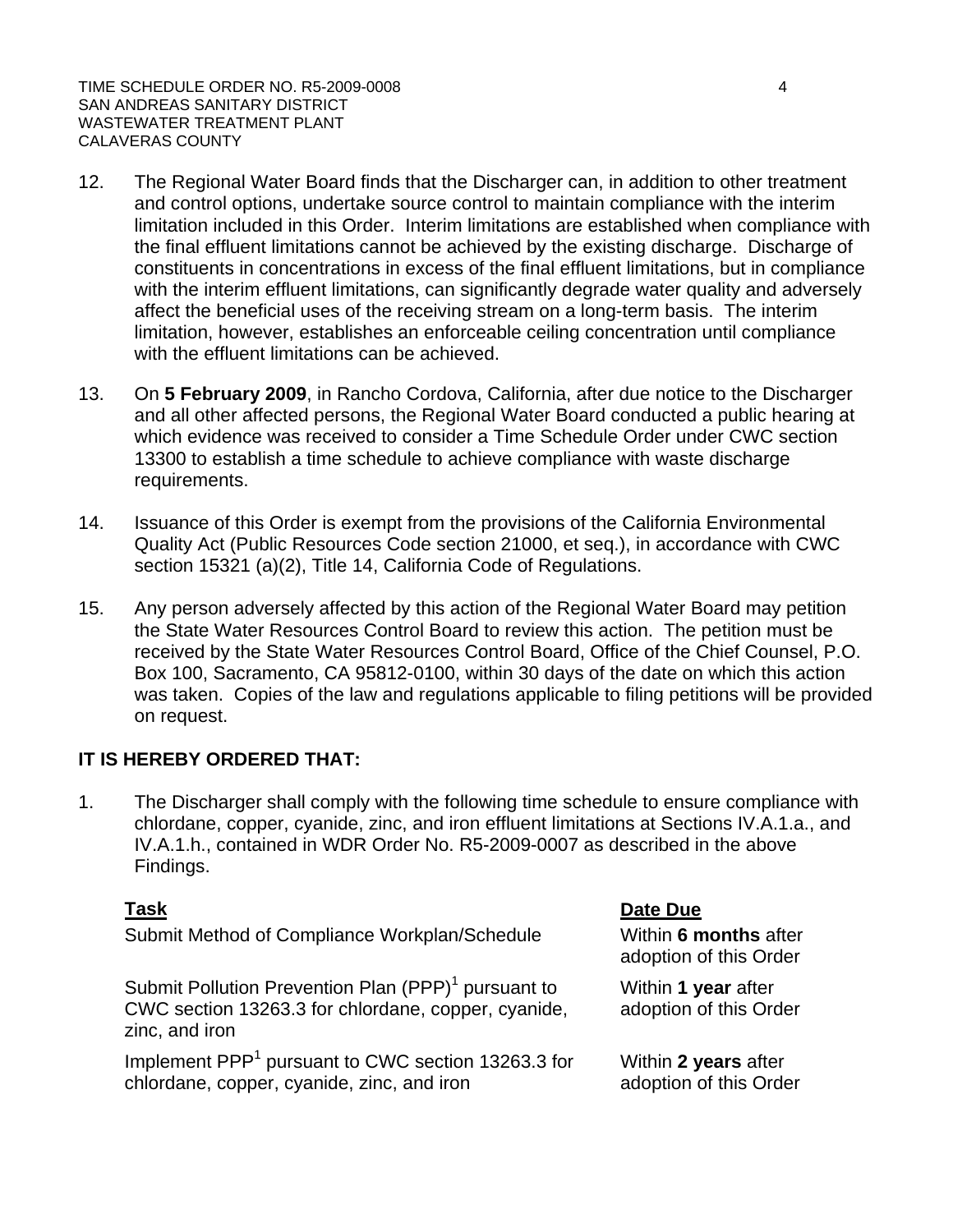12. The Regional Water Board finds that the Discharger can, in addition to other treatment and control options, undertake source control to maintain compliance with the interim limitation included in this Order. Interim limitations are established when compliance with the final effluent limitations cannot be achieved by the existing discharge. Discharge of constituents in concentrations in excess of the final effluent limitations, but in compliance with the interim effluent limitations, can significantly degrade water quality and adversely affect the beneficial uses of the receiving stream on a long-term basis. The interim limitation, however, establishes an enforceable ceiling concentration until compliance with the effluent limitations can be achieved.

13. On **5 February 2009**, in Rancho Cordova, California, after due notice to the Discharger and all other affected persons, the Regional Water Board conducted a public hearing at which evidence was received to consider a Time Schedule Order under CWC section 13300 to establish a time schedule to achieve compliance with waste discharge requirements.

14. Issuance of this Order is exempt from the provisions of the California Environmental Quality Act (Public Resources Code section 21000, et seq.), in accordance with CWC section 15321 (a)(2), Title 14, California Code of Regulations.

15. Any person adversely affected by this action of the Regional Water Board may petition the State Water Resources Control Board to review this action. The petition must be received by the State Water Resources Control Board, Office of the Chief Counsel, P.O. Box 100, Sacramento, CA 95812-0100, within 30 days of the date on which this action was taken. Copies of the law and regulations applicable to filing petitions will be provided on request.

**IT IS HEREBY ORDERED THAT:**

1. The Discharger shall comply with the following time schedule to ensure compliance with chlordane, copper, cyanide, zinc, and iron effluent limitations at Sections IV.A.1.a., and IV.A.1.h., contained in WDR Order No. R5-2009-0007 as described in the above Findings.

| **Task** | **Date Due** |
|---|---|
| Submit Method of Compliance Workplan/Schedule | Within **6 months** after adoption of this Order |
| Submit Pollution Prevention Plan (PPP)[1] pursuant to CWC section 13263.3 for chlordane, copper, cyanide, zinc, and iron | Within **1 year** after adoption of this Order |
| Implement PPP[1] pursuant to CWC section 13263.3 for chlordane, copper, cyanide, zinc, and iron | Within **2 years** after adoption of this Order |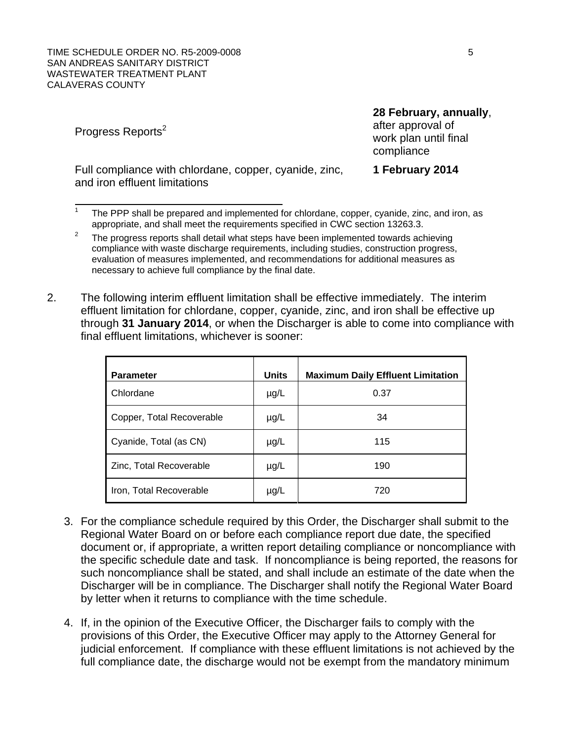| | |
|---|---|
| Progress Reports[2] | **28 February, annually**, after approval of work plan until final compliance |
| Full compliance with chlordane, copper, cyanide, zinc, and iron effluent limitations | **1 February 2014** |

[1] The PPP shall be prepared and implemented for chlordane, copper, cyanide, zinc, and iron, as appropriate, and shall meet the requirements specified in CWC section 13263.3.

[2] The progress reports shall detail what steps have been implemented towards achieving compliance with waste discharge requirements, including studies, construction progress, evaluation of measures implemented, and recommendations for additional measures as necessary to achieve full compliance by the final date.

2. The following interim effluent limitation shall be effective immediately. The interim effluent limitation for chlordane, copper, cyanide, zinc, and iron shall be effective up through **31 January 2014**, or when the Discharger is able to come into compliance with final effluent limitations, whichever is sooner:

| Parameter | Units | Maximum Daily Effluent Limitation |
|---|---|---|
| Chlordane | µg/L | 0.37 |
| Copper, Total Recoverable | µg/L | 34 |
| Cyanide, Total (as CN) | µg/L | 115 |
| Zinc, Total Recoverable | µg/L | 190 |
| Iron, Total Recoverable | µg/L | 720 |

3. For the compliance schedule required by this Order, the Discharger shall submit to the Regional Water Board on or before each compliance report due date, the specified document or, if appropriate, a written report detailing compliance or noncompliance with the specific schedule date and task. If noncompliance is being reported, the reasons for such noncompliance shall be stated, and shall include an estimate of the date when the Discharger will be in compliance. The Discharger shall notify the Regional Water Board by letter when it returns to compliance with the time schedule.

4. If, in the opinion of the Executive Officer, the Discharger fails to comply with the provisions of this Order, the Executive Officer may apply to the Attorney General for judicial enforcement. If compliance with these effluent limitations is not achieved by the full compliance date, the discharge would not be exempt from the mandatory minimum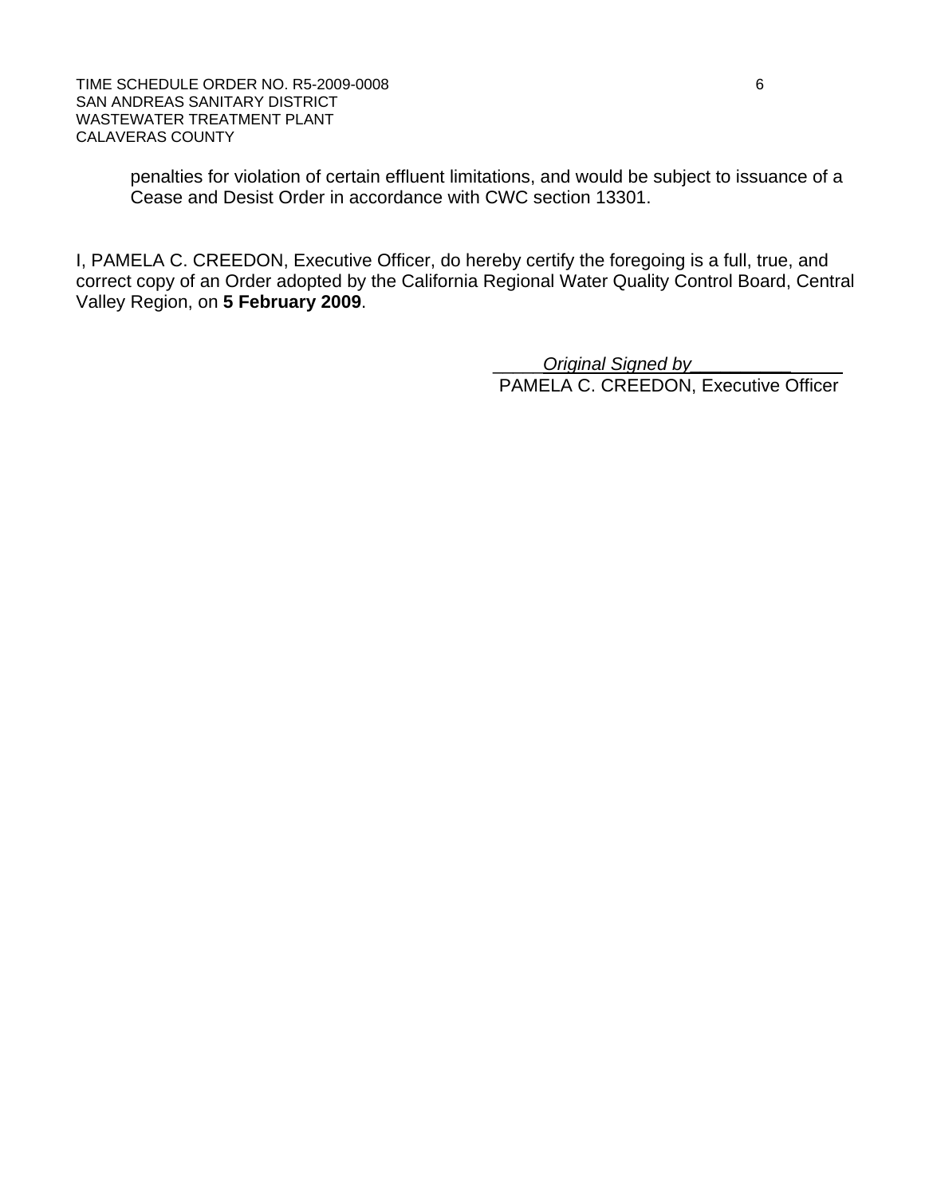penalties for violation of certain effluent limitations, and would be subject to issuance of a Cease and Desist Order in accordance with CWC section 13301.

I, PAMELA C. CREEDON, Executive Officer, do hereby certify the foregoing is a full, true, and correct copy of an Order adopted by the California Regional Water Quality Control Board, Central Valley Region, on **5 February 2009**.

_Original Signed by_

PAMELA C. CREEDON, Executive Officer